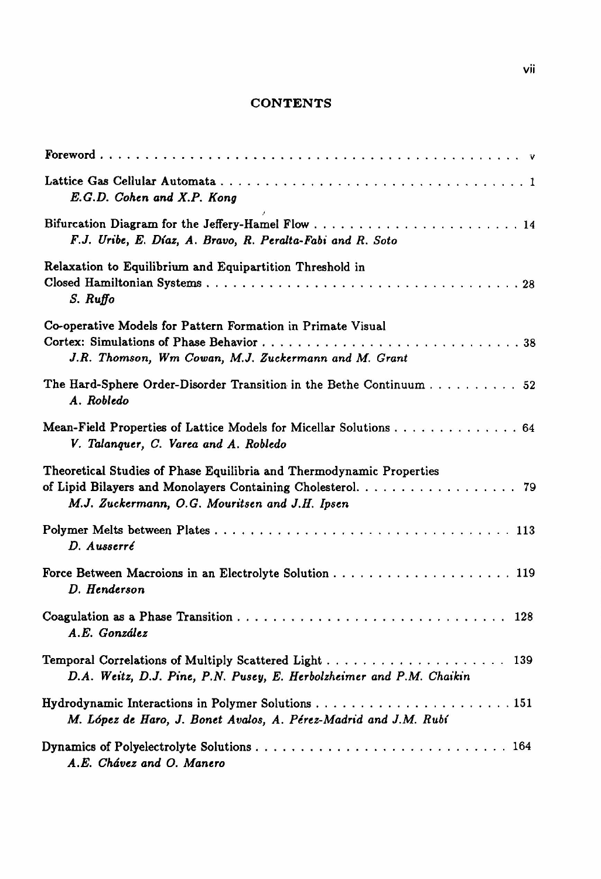# CONTENTS

Foreword . . . . . . . . . . . . . . . . . . . . . . . . . . . . . . . . . . . . . . . . . . . . v

Lattice Gas Cellular Automata . . . . . . . . . . . . . . . . . . . . . . . . . . . . . . . . . 1
*E.G.D. Cohen and X.P. Kong*

Bifurcation Diagram for the Jeffery-Hamel Flow . . . . . . . . . . . . . . . . . . . . . . 14
*F.J. Uribe, E. Díaz, A. Bravo, R. Peralta-Fabi and R. Soto*

Relaxation to Equilibrium and Equipartition Threshold in Closed Hamiltonian Systems . . . . . . . . . . . . . . . . . . . . . . . . . . . . . . . . 28
*S. Ruffo*

Co-operative Models for Pattern Formation in Primate Visual Cortex: Simulations of Phase Behavior . . . . . . . . . . . . . . . . . . . . . . . . . . . . 38
*J.R. Thomson, Wm Cowan, M.J. Zuckermann and M. Grant*

The Hard-Sphere Order-Disorder Transition in the Bethe Continuum . . . . . . . . . . 52
*A. Robledo*

Mean-Field Properties of Lattice Models for Micellar Solutions . . . . . . . . . . . . . 64
*V. Talanquer, C. Varea and A. Robledo*

Theoretical Studies of Phase Equilibria and Thermodynamic Properties of Lipid Bilayers and Monolayers Containing Cholesterol. . . . . . . . . . . . . . . . . 79
*M.J. Zuckermann, O.G. Mouritsen and J.H. Ipsen*

Polymer Melts between Plates . . . . . . . . . . . . . . . . . . . . . . . . . . . . . . . . 113
*D. Ausserré*

Force Between Macroions in an Electrolyte Solution . . . . . . . . . . . . . . . . . . . 119
*D. Henderson*

Coagulation as a Phase Transition . . . . . . . . . . . . . . . . . . . . . . . . . . . . . 128
*A.E. González*

Temporal Correlations of Multiply Scattered Light . . . . . . . . . . . . . . . . . . . 139
*D.A. Weitz, D.J. Pine, P.N. Pusey, E. Herbolzheimer and P.M. Chaikin*

Hydrodynamic Interactions in Polymer Solutions . . . . . . . . . . . . . . . . . . . . . 151
*M. López de Haro, J. Bonet Avalos, A. Pérez-Madrid and J.M. Rubí*

Dynamics of Polyelectrolyte Solutions . . . . . . . . . . . . . . . . . . . . . . . . . . . 164
*A.E. Chávez and O. Manero*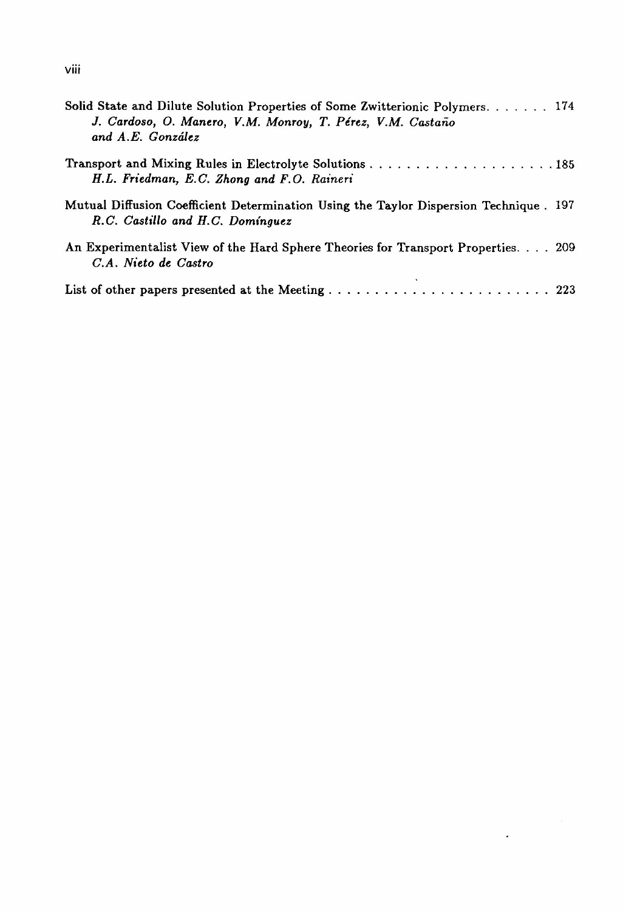Solid State and Dilute Solution Properties of Some Zwitterionic Polymers. . . . . . . 174
*J. Cardoso, O. Manero, V.M. Monroy, T. Pérez, V.M. Castaño and A.E. González*

Transport and Mixing Rules in Electrolyte Solutions . . . . . . . . . . . . . . . . . . . . 185
*H.L. Friedman, E.C. Zhong and F.O. Raineri*

Mutual Diffusion Coefficient Determination Using the Taylor Dispersion Technique . 197
*R.C. Castillo and H.C. Domínguez*

An Experimentalist View of the Hard Sphere Theories for Transport Properties. . . . 209
*C.A. Nieto de Castro*

List of other papers presented at the Meeting . . . . . . . . . . . . . . . . . . . . . . . . 223